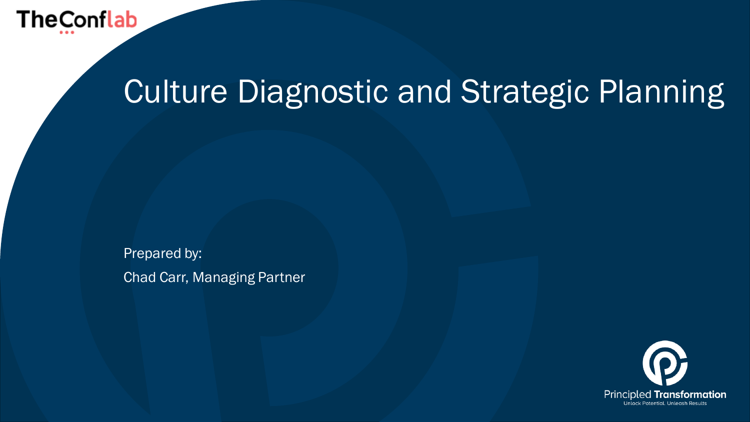TheConflab

# Culture Diagnostic and Strategic Planning

Prepared by:

Chad Carr, Managing Partner

Principled **Transformation**

Unlock Potential. Unleash Results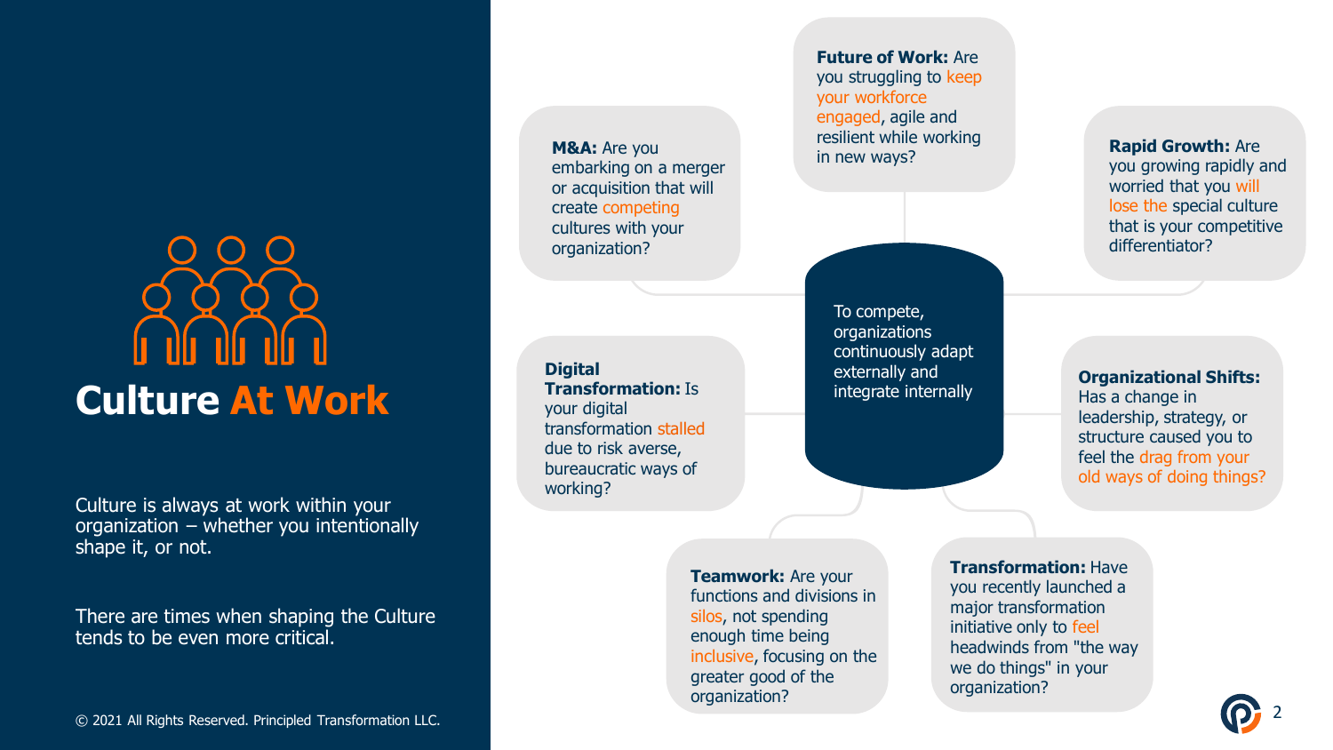# Culture At Work

Culture is always at work within your organization – whether you intentionally shape it, or not.

There are times when shaping the Culture tends to be even more critical.

To compete, organizations continuously adapt externally and integrate internally

**M&A:** Are you embarking on a merger or acquisition that will create competing cultures with your organization?

**Future of Work:** Are you struggling to keep your workforce engaged, agile and resilient while working in new ways?

**Rapid Growth:** Are you growing rapidly and worried that you will lose the special culture that is your competitive differentiator?

**Digital Transformation:** Is your digital transformation stalled due to risk averse, bureaucratic ways of working?

**Organizational Shifts:** Has a change in leadership, strategy, or structure caused you to feel the drag from your old ways of doing things?

**Teamwork:** Are your functions and divisions in silos, not spending enough time being inclusive, focusing on the greater good of the organization?

**Transformation:** Have you recently launched a major transformation initiative only to feel headwinds from "the way we do things" in your organization?

© 2021 All Rights Reserved. Principled Transformation LLC.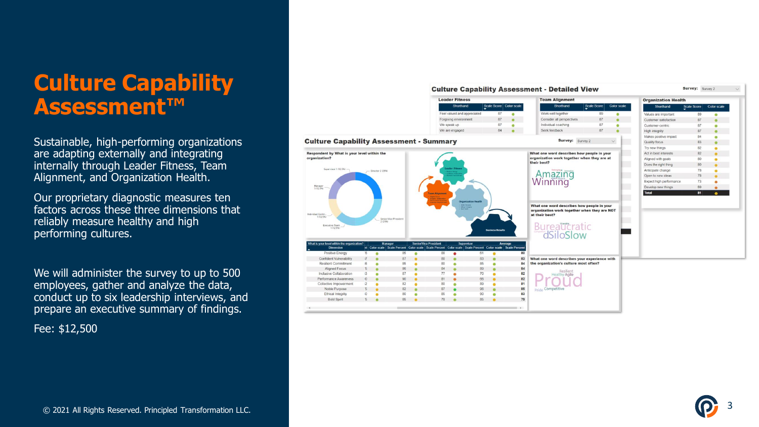# Culture Capability Assessment™

Sustainable, high-performing organizations are adapting externally and integrating internally through Leader Fitness, Team Alignment, and Organization Health.

Our proprietary diagnostic measures ten factors across these three dimensions that reliably measure healthy and high performing cultures.

We will administer the survey to up to 500 employees, gather and analyze the data, conduct up to six leadership interviews, and prepare an executive summary of findings.

Fee: $12,500

© 2021 All Rights Reserved. Principled Transformation LLC.